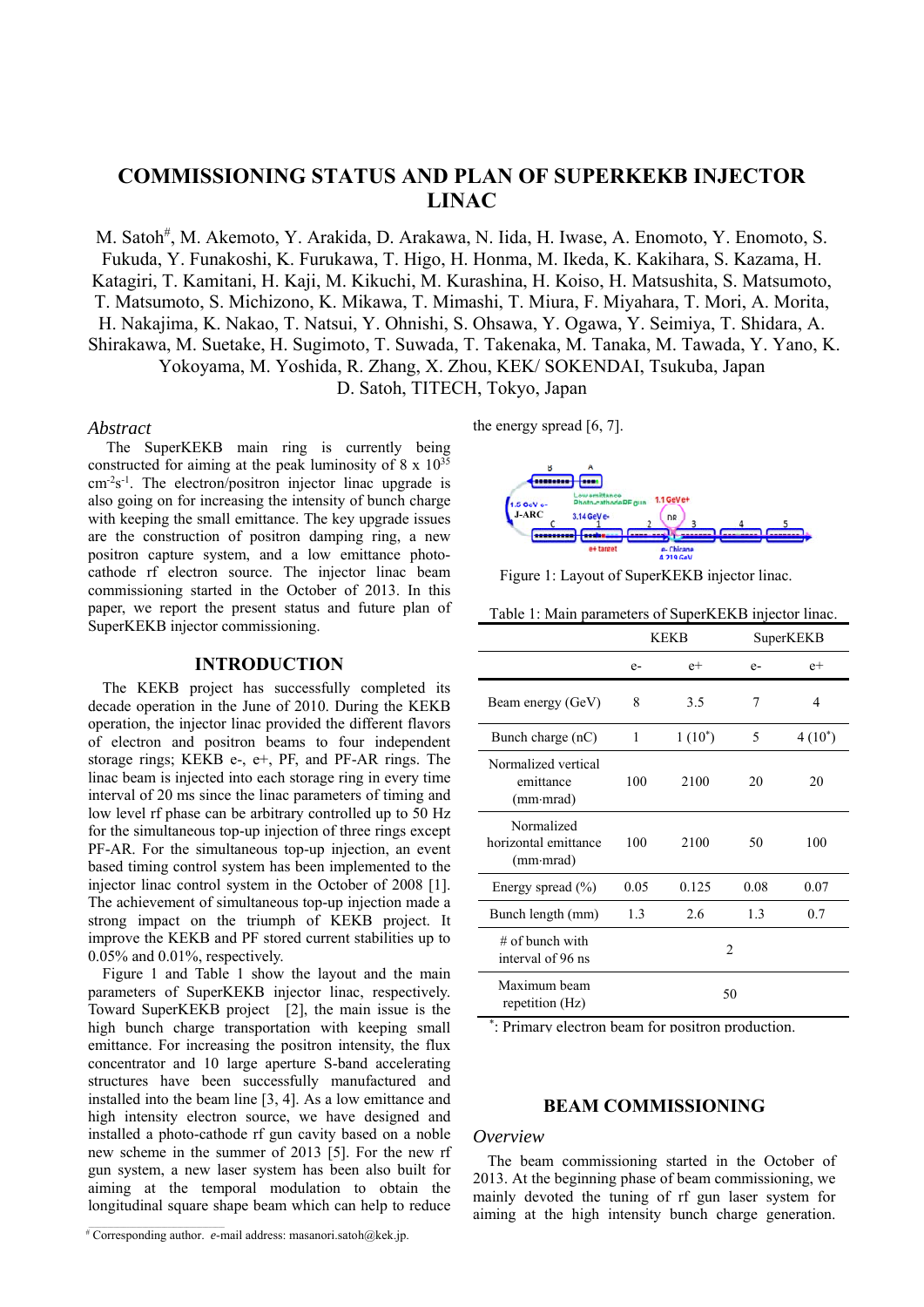# COMMISSIONING STATUS AND PLAN OF SUPERKEKB INJECTOR LINAC

M. Satoh#, M. Akemoto, Y. Arakida, D. Arakawa, N. Iida, H. Iwase, A. Enomoto, Y. Enomoto, S. Fukuda, Y. Funakoshi, K. Furukawa, T. Higo, H. Honma, M. Ikeda, K. Kakihara, S. Kazama, H. Katagiri, T. Kamitani, H. Kaji, M. Kikuchi, M. Kurashina, H. Koiso, H. Matsushita, S. Matsumoto, T. Matsumoto, S. Michizono, K. Mikawa, T. Mimashi, T. Miura, F. Miyahara, T. Mori, A. Morita, H. Nakajima, K. Nakao, T. Natsui, Y. Ohnishi, S. Ohsawa, Y. Ogawa, Y. Seimiya, T. Shidara, A. Shirakawa, M. Suetake, H. Sugimoto, T. Suwada, T. Takenaka, M. Tanaka, M. Tawada, Y. Yano, K. Yokoyama, M. Yoshida, R. Zhang, X. Zhou, KEK/ SOKENDAI, Tsukuba, Japan
D. Satoh, TITECH, Tokyo, Japan

### *Abstract*

The SuperKEKB main ring is currently being constructed for aiming at the peak luminosity of 8 x $10^{35}$ $cm^{-2}s^{-1}$. The electron/positron injector linac upgrade is also going on for increasing the intensity of bunch charge with keeping the small emittance. The key upgrade issues are the construction of positron damping ring, a new positron capture system, and a low emittance photo-cathode rf electron source. The injector linac beam commissioning started in the October of 2013. In this paper, we report the present status and future plan of SuperKEKB injector commissioning.

## INTRODUCTION

The KEKB project has successfully completed its decade operation in the June of 2010. During the KEKB operation, the injector linac provided the different flavors of electron and positron beams to four independent storage rings; KEKB e-, e+, PF, and PF-AR rings. The linac beam is injected into each storage ring in every time interval of 20 ms since the linac parameters of timing and low level rf phase can be arbitrary controlled up to 50 Hz for the simultaneous top-up injection of three rings except PF-AR. For the simultaneous top-up injection, an event based timing control system has been implemented to the injector linac control system in the October of 2008 [1]. The achievement of simultaneous top-up injection made a strong impact on the triumph of KEKB project. It improve the KEKB and PF stored current stabilities up to 0.05% and 0.01%, respectively.

Figure 1 and Table 1 show the layout and the main parameters of SuperKEKB injector linac, respectively. Toward SuperKEKB project [2], the main issue is the high bunch charge transportation with keeping small emittance. For increasing the positron intensity, the flux concentrator and 10 large aperture S-band accelerating structures have been successfully manufactured and installed into the beam line [3, 4]. As a low emittance and high intensity electron source, we have designed and installed a photo-cathode rf gun cavity based on a noble new scheme in the summer of 2013 [5]. For the new rf gun system, a new laser system has been also built for aiming at the temporal modulation to obtain the longitudinal square shape beam which can help to reduce the energy spread [6, 7].

Figure 1: Layout of SuperKEKB injector linac.

Table 1: Main parameters of SuperKEKB injector linac.

| | KEKB | | SuperKEKB | |
|---|---|---|---|---|
| | e- | e+ | e- | e+ |
| Beam energy (GeV) | 8 | 3.5 | 7 | 4 |
| Bunch charge (nC) | 1 | 1 (10*) | 5 | 4 (10*) |
| Normalized vertical emittance (mm·mrad) | 100 | 2100 | 20 | 20 |
| Normalized horizontal emittance (mm·mrad) | 100 | 2100 | 50 | 100 |
| Energy spread (%) | 0.05 | 0.125 | 0.08 | 0.07 |
| Bunch length (mm) | 1.3 | 2.6 | 1.3 | 0.7 |
| # of bunch with interval of 96 ns | 2 | | | |
| Maximum beam repetition (Hz) | 50 | | | |

*: Primary electron beam for positron production.

## BEAM COMMISSIONING

### *Overview*

The beam commissioning started in the October of 2013. At the beginning phase of beam commissioning, we mainly devoted the tuning of rf gun laser system for aiming at the high intensity bunch charge generation.

# Corresponding author. *e*-mail address: masanori.satoh@kek.jp.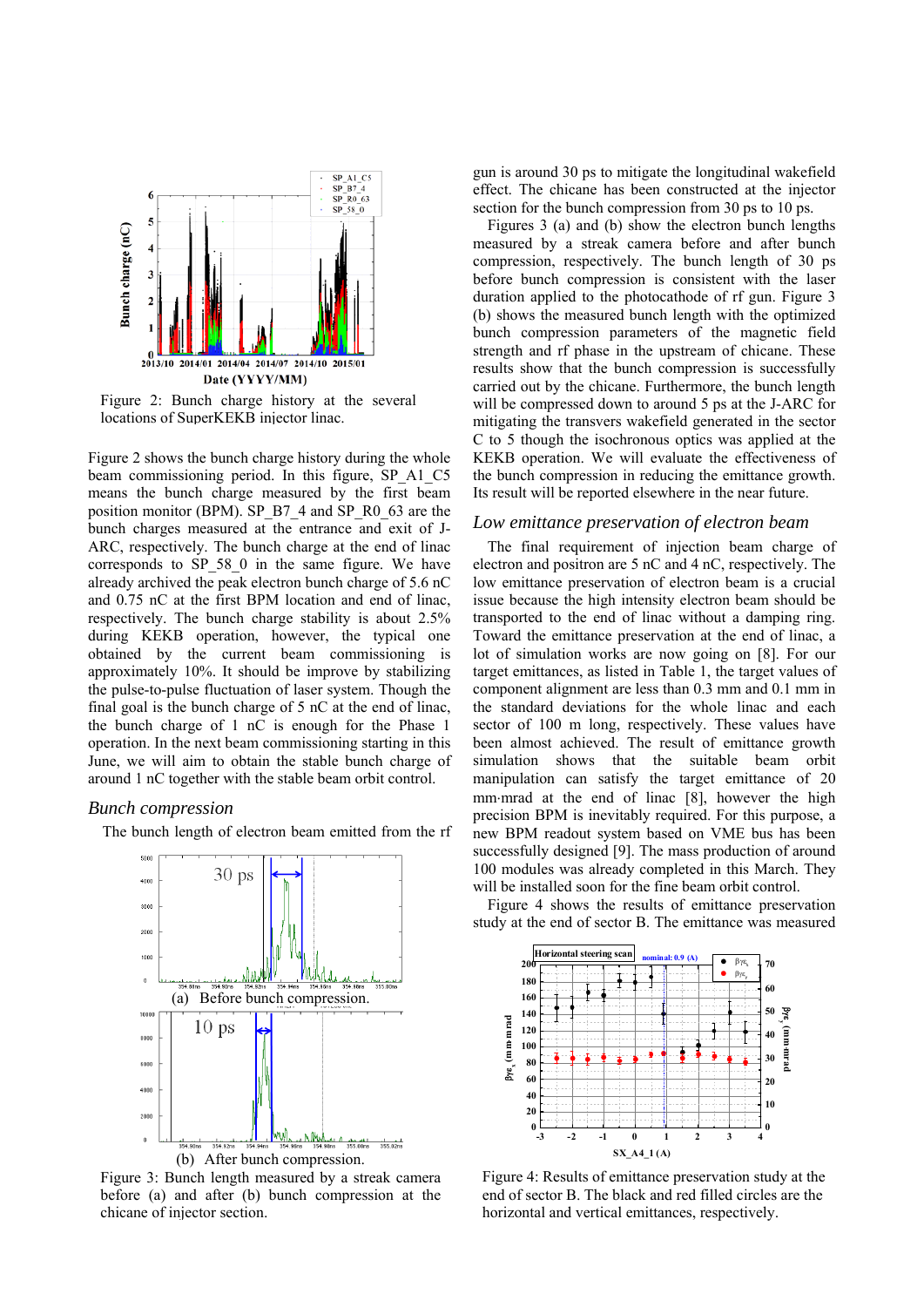Figure 2: Bunch charge history at the several locations of SuperKEKB injector linac.

Figure 2 shows the bunch charge history during the whole beam commissioning period. In this figure, SP_A1_C5 means the bunch charge measured by the first beam position monitor (BPM). SP_B7_4 and SP_R0_63 are the bunch charges measured at the entrance and exit of J-ARC, respectively. The bunch charge at the end of linac corresponds to SP_58_0 in the same figure. We have already archived the peak electron bunch charge of 5.6 nC and 0.75 nC at the first BPM location and end of linac, respectively. The bunch charge stability is about 2.5% during KEKB operation, however, the typical one obtained by the current beam commissioning is approximately 10%. It should be improve by stabilizing the pulse-to-pulse fluctuation of laser system. Though the final goal is the bunch charge of 5 nC at the end of linac, the bunch charge of 1 nC is enough for the Phase 1 operation. In the next beam commissioning starting in this June, we will aim to obtain the stable bunch charge of around 1 nC together with the stable beam orbit control.

## *Bunch compression*

The bunch length of electron beam emitted from the rf gun is around 30 ps to mitigate the longitudinal wakefield effect. The chicane has been constructed at the injector section for the bunch compression from 30 ps to 10 ps.

Figures 3 (a) and (b) show the electron bunch lengths measured by a streak camera before and after bunch compression, respectively. The bunch length of 30 ps before bunch compression is consistent with the laser duration applied to the photocathode of rf gun. Figure 3 (b) shows the measured bunch length with the optimized bunch compression parameters of the magnetic field strength and rf phase in the upstream of chicane. These results show that the bunch compression is successfully carried out by the chicane. Furthermore, the bunch length will be compressed down to around 5 ps at the J-ARC for mitigating the transvers wakefield generated in the sector C to 5 though the isochronous optics was applied at the KEKB operation. We will evaluate the effectiveness of the bunch compression in reducing the emittance growth. Its result will be reported elsewhere in the near future.

(a) Before bunch compression.

(b) After bunch compression.

Figure 3: Bunch length measured by a streak camera before (a) and after (b) bunch compression at the chicane of injector section.

## *Low emittance preservation of electron beam*

The final requirement of injection beam charge of electron and positron are 5 nC and 4 nC, respectively. The low emittance preservation of electron beam is a crucial issue because the high intensity electron beam should be transported to the end of linac without a damping ring. Toward the emittance preservation at the end of linac, a lot of simulation works are now going on [8]. For our target emittances, as listed in Table 1, the target values of component alignment are less than 0.3 mm and 0.1 mm in the standard deviations for the whole linac and each sector of 100 m long, respectively. These values have been almost achieved. The result of emittance growth simulation shows that the suitable beam orbit manipulation can satisfy the target emittance of 20 mm·mrad at the end of linac [8], however the high precision BPM is inevitably required. For this purpose, a new BPM readout system based on VME bus has been successfully designed [9]. The mass production of around 100 modules was already completed in this March. They will be installed soon for the fine beam orbit control.

Figure 4 shows the results of emittance preservation study at the end of sector B. The emittance was measured

Figure 4: Results of emittance preservation study at the end of sector B. The black and red filled circles are the horizontal and vertical emittances, respectively.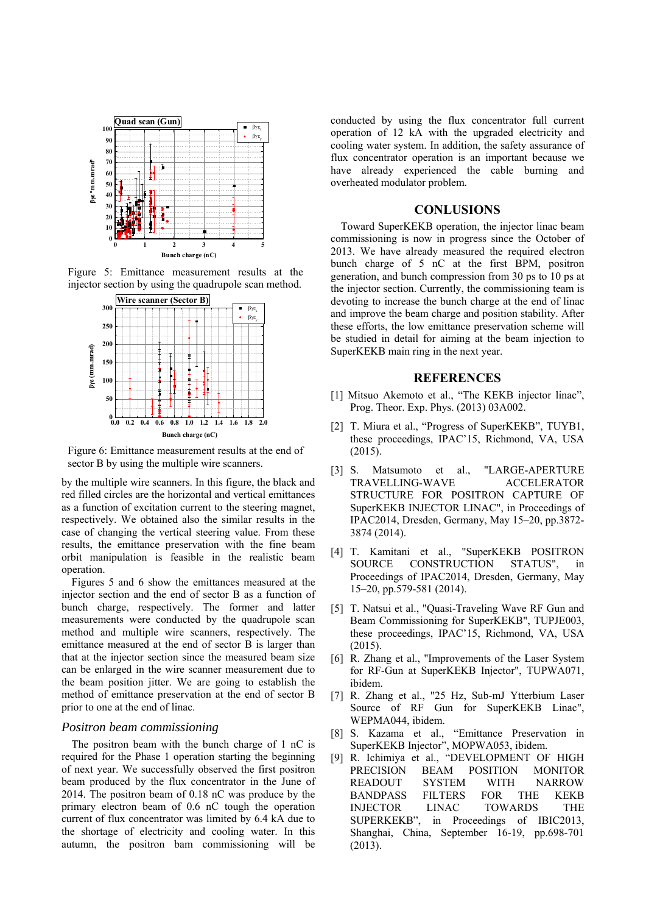Quad scan (Gun)

βγε *m m.mrad

Bunch charge (nC)

$\beta\gamma\varepsilon_x$

$\beta\gamma\varepsilon_y$

0 1 2 3 4 5

0 10 20 30 40 50 60 70 80 90 100

Figure 5: Emittance measurement results at the injector section by using the quadrupole scan method.

Wire scanner (Sector B)

βγε (mm.mrad)

Bunch charge (nC)

$\beta\gamma\varepsilon_x$

$\beta\gamma\varepsilon_y$

0.0 0.2 0.4 0.6 0.8 1.0 1.2 1.4 1.6 1.8 2.0

0 50 100 150 200 250 300

Figure 6: Emittance measurement results at the end of sector B by using the multiple wire scanners.

by the multiple wire scanners. In this figure, the black and red filled circles are the horizontal and vertical emittances as a function of excitation current to the steering magnet, respectively. We obtained also the similar results in the case of changing the vertical steering value. From these results, the emittance preservation with the fine beam orbit manipulation is feasible in the realistic beam operation.

Figures 5 and 6 show the emittances measured at the injector section and the end of sector B as a function of bunch charge, respectively. The former and latter measurements were conducted by the quadrupole scan method and multiple wire scanners, respectively. The emittance measured at the end of sector B is larger than that at the injector section since the measured beam size can be enlarged in the wire scanner measurement due to the beam position jitter. We are going to establish the method of emittance preservation at the end of sector B prior to one at the end of linac.

### *Positron beam commissioning*

The positron beam with the bunch charge of 1 nC is required for the Phase 1 operation starting the beginning of next year. We successfully observed the first positron beam produced by the flux concentrator in the June of 2014. The positron beam of 0.18 nC was produce by the primary electron beam of 0.6 nC tough the operation current of flux concentrator was limited by 6.4 kA due to the shortage of electricity and cooling water. In this autumn, the positron bam commissioning will be conducted by using the flux concentrator full current operation of 12 kA with the upgraded electricity and cooling water system. In addition, the safety assurance of flux concentrator operation is an important because we have already experienced the cable burning and overheated modulator problem.

## CONLUSIONS

Toward SuperKEKB operation, the injector linac beam commissioning is now in progress since the October of 2013. We have already measured the required electron bunch charge of 5 nC at the first BPM, positron generation, and bunch compression from 30 ps to 10 ps at the injector section. Currently, the commissioning team is devoting to increase the bunch charge at the end of linac and improve the beam charge and position stability. After these efforts, the low emittance preservation scheme will be studied in detail for aiming at the beam injection to SuperKEKB main ring in the next year.

## REFERENCES

[1] Mitsuo Akemoto et al., "The KEKB injector linac", Prog. Theor. Exp. Phys. (2013) 03A002.

[2] T. Miura et al., "Progress of SuperKEKB", TUYB1, these proceedings, IPAC'15, Richmond, VA, USA (2015).

[3] S. Matsumoto et al., "LARGE-APERTURE TRAVELLING-WAVE ACCELERATOR STRUCTURE FOR POSITRON CAPTURE OF SuperKEKB INJECTOR LINAC", in Proceedings of IPAC2014, Dresden, Germany, May 15–20, pp.3872-3874 (2014).

[4] T. Kamitani et al., "SuperKEKB POSITRON SOURCE CONSTRUCTION STATUS", in Proceedings of IPAC2014, Dresden, Germany, May 15–20, pp.579-581 (2014).

[5] T. Natsui et al., "Quasi-Traveling Wave RF Gun and Beam Commissioning for SuperKEKB", TUPJE003, these proceedings, IPAC'15, Richmond, VA, USA (2015).

[6] R. Zhang et al., "Improvements of the Laser System for RF-Gun at SuperKEKB Injector", TUPWA071, ibidem.

[7] R. Zhang et al., "25 Hz, Sub-mJ Ytterbium Laser Source of RF Gun for SuperKEKB Linac", WEPMA044, ibidem.

[8] S. Kazama et al., "Emittance Preservation in SuperKEKB Injector", MOPWA053, ibidem.

[9] R. Ichimiya et al., "DEVELOPMENT OF HIGH PRECISION BEAM POSITION MONITOR READOUT SYSTEM WITH NARROW BANDPASS FILTERS FOR THE KEKB INJECTOR LINAC TOWARDS THE SUPERKEKB", in Proceedings of IBIC2013, Shanghai, China, September 16-19, pp.698-701 (2013).